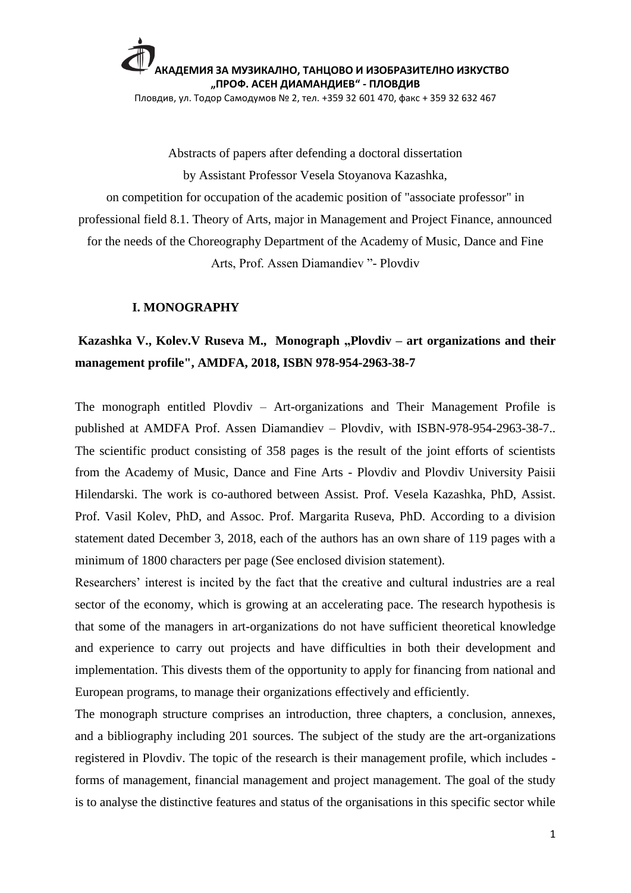**АКАДЕМИЯ ЗА МУЗИКАЛНО, ТАНЦОВО И ИЗОБРАЗИТЕЛНО ИЗКУСТВО „ПРОФ. АСЕН ДИАМАНДИЕВ" - ПЛОВДИВ**

Пловдив, ул. Тодор Самодумов № 2, тел. +359 32 601 470, факс + 359 32 632 467

Abstracts of papers after defending a doctoral dissertation
by Assistant Professor Vesela Stoyanova Kazashka,
on competition for occupation of the academic position of "associate professor" in professional field 8.1. Theory of Arts, major in Management and Project Finance, announced for the needs of the Choreography Department of the Academy of Music, Dance and Fine Arts, Prof. Assen Diamandiev "- Plovdiv

## I. MONOGRAPHY

**Kazashka V., Kolev.V Ruseva M., Monograph „Plovdiv – art organizations and their management profile", AMDFA, 2018, ISBN 978-954-2963-38-7**

The monograph entitled Plovdiv – Art-organizations and Their Management Profile is published at AMDFA Prof. Assen Diamandiev – Plovdiv, with ISBN-978-954-2963-38-7.. The scientific product consisting of 358 pages is the result of the joint efforts of scientists from the Academy of Music, Dance and Fine Arts - Plovdiv and Plovdiv University Paisii Hilendarski. The work is co-authored between Assist. Prof. Vesela Kazashka, PhD, Assist. Prof. Vasil Kolev, PhD, and Assoc. Prof. Margarita Ruseva, PhD. According to a division statement dated December 3, 2018, each of the authors has an own share of 119 pages with a minimum of 1800 characters per page (See enclosed division statement).

Researchers' interest is incited by the fact that the creative and cultural industries are a real sector of the economy, which is growing at an accelerating pace. The research hypothesis is that some of the managers in art-organizations do not have sufficient theoretical knowledge and experience to carry out projects and have difficulties in both their development and implementation. This divests them of the opportunity to apply for financing from national and European programs, to manage their organizations effectively and efficiently.

The monograph structure comprises an introduction, three chapters, a conclusion, annexes, and a bibliography including 201 sources. The subject of the study are the art-organizations registered in Plovdiv. The topic of the research is their management profile, which includes - forms of management, financial management and project management. The goal of the study is to analyse the distinctive features and status of the organisations in this specific sector while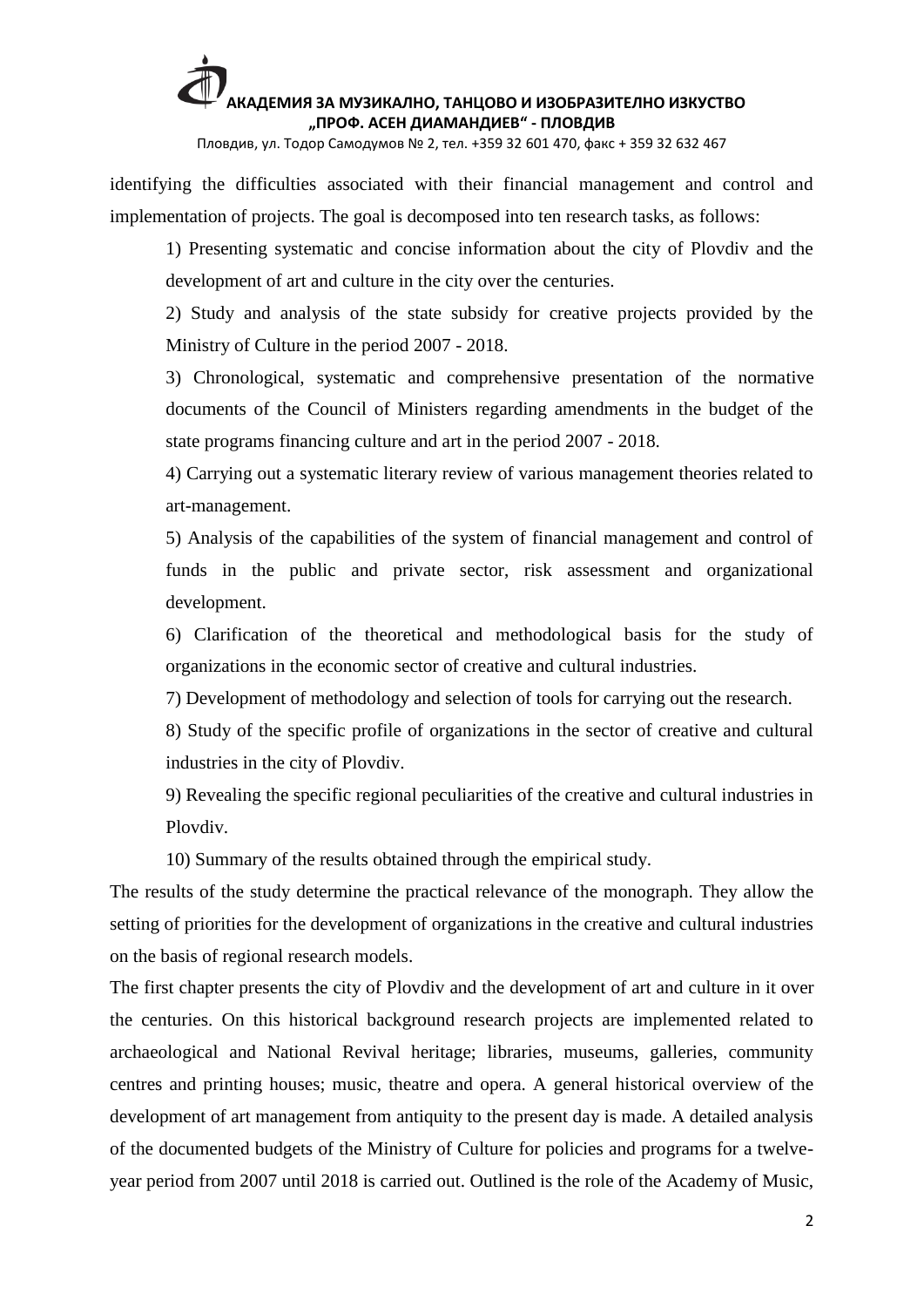identifying the difficulties associated with their financial management and control and implementation of projects. The goal is decomposed into ten research tasks, as follows:

1) Presenting systematic and concise information about the city of Plovdiv and the development of art and culture in the city over the centuries.

2) Study and analysis of the state subsidy for creative projects provided by the Ministry of Culture in the period 2007 - 2018.

3) Chronological, systematic and comprehensive presentation of the normative documents of the Council of Ministers regarding amendments in the budget of the state programs financing culture and art in the period 2007 - 2018.

4) Carrying out a systematic literary review of various management theories related to art-management.

5) Analysis of the capabilities of the system of financial management and control of funds in the public and private sector, risk assessment and organizational development.

6) Clarification of the theoretical and methodological basis for the study of organizations in the economic sector of creative and cultural industries.

7) Development of methodology and selection of tools for carrying out the research.

8) Study of the specific profile of organizations in the sector of creative and cultural industries in the city of Plovdiv.

9) Revealing the specific regional peculiarities of the creative and cultural industries in Plovdiv.

10) Summary of the results obtained through the empirical study.

The results of the study determine the practical relevance of the monograph. They allow the setting of priorities for the development of organizations in the creative and cultural industries on the basis of regional research models.

The first chapter presents the city of Plovdiv and the development of art and culture in it over the centuries. On this historical background research projects are implemented related to archaeological and National Revival heritage; libraries, museums, galleries, community centres and printing houses; music, theatre and opera. A general historical overview of the development of art management from antiquity to the present day is made. A detailed analysis of the documented budgets of the Ministry of Culture for policies and programs for a twelve-year period from 2007 until 2018 is carried out. Outlined is the role of the Academy of Music,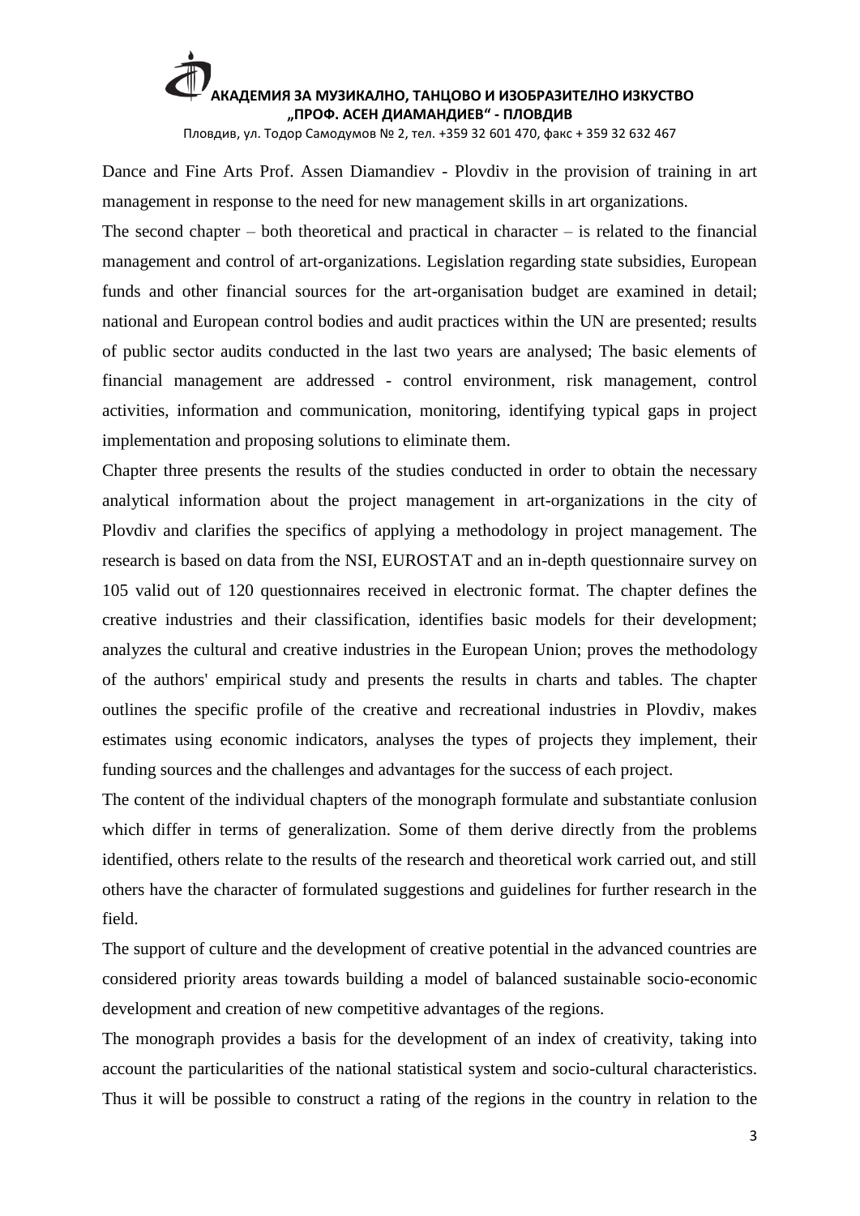Dance and Fine Arts Prof. Assen Diamandiev - Plovdiv in the provision of training in art management in response to the need for new management skills in art organizations.

The second chapter – both theoretical and practical in character – is related to the financial management and control of art-organizations. Legislation regarding state subsidies, European funds and other financial sources for the art-organisation budget are examined in detail; national and European control bodies and audit practices within the UN are presented; results of public sector audits conducted in the last two years are analysed; The basic elements of financial management are addressed - control environment, risk management, control activities, information and communication, monitoring, identifying typical gaps in project implementation and proposing solutions to eliminate them.

Chapter three presents the results of the studies conducted in order to obtain the necessary analytical information about the project management in art-organizations in the city of Plovdiv and clarifies the specifics of applying a methodology in project management. The research is based on data from the NSI, EUROSTAT and an in-depth questionnaire survey on 105 valid out of 120 questionnaires received in electronic format. The chapter defines the creative industries and their classification, identifies basic models for their development; analyzes the cultural and creative industries in the European Union; proves the methodology of the authors' empirical study and presents the results in charts and tables. The chapter outlines the specific profile of the creative and recreational industries in Plovdiv, makes estimates using economic indicators, analyses the types of projects they implement, their funding sources and the challenges and advantages for the success of each project.

The content of the individual chapters of the monograph formulate and substantiate conlusion which differ in terms of generalization. Some of them derive directly from the problems identified, others relate to the results of the research and theoretical work carried out, and still others have the character of formulated suggestions and guidelines for further research in the field.

The support of culture and the development of creative potential in the advanced countries are considered priority areas towards building a model of balanced sustainable socio-economic development and creation of new competitive advantages of the regions.

The monograph provides a basis for the development of an index of creativity, taking into account the particularities of the national statistical system and socio-cultural characteristics. Thus it will be possible to construct a rating of the regions in the country in relation to the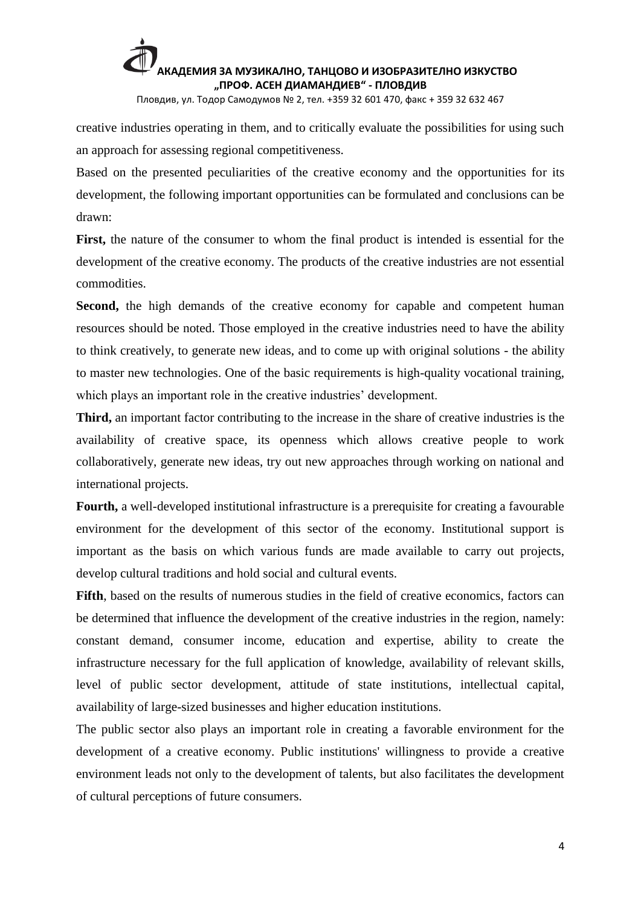creative industries operating in them, and to critically evaluate the possibilities for using such an approach for assessing regional competitiveness.

Based on the presented peculiarities of the creative economy and the opportunities for its development, the following important opportunities can be formulated and conclusions can be drawn:

**First,** the nature of the consumer to whom the final product is intended is essential for the development of the creative economy. The products of the creative industries are not essential commodities.

**Second,** the high demands of the creative economy for capable and competent human resources should be noted. Those employed in the creative industries need to have the ability to think creatively, to generate new ideas, and to come up with original solutions - the ability to master new technologies. One of the basic requirements is high-quality vocational training, which plays an important role in the creative industries' development.

**Third,** an important factor contributing to the increase in the share of creative industries is the availability of creative space, its openness which allows creative people to work collaboratively, generate new ideas, try out new approaches through working on national and international projects.

**Fourth,** a well-developed institutional infrastructure is a prerequisite for creating a favourable environment for the development of this sector of the economy. Institutional support is important as the basis on which various funds are made available to carry out projects, develop cultural traditions and hold social and cultural events.

**Fifth**, based on the results of numerous studies in the field of creative economics, factors can be determined that influence the development of the creative industries in the region, namely: constant demand, consumer income, education and expertise, ability to create the infrastructure necessary for the full application of knowledge, availability of relevant skills, level of public sector development, attitude of state institutions, intellectual capital, availability of large-sized businesses and higher education institutions.

The public sector also plays an important role in creating a favorable environment for the development of a creative economy. Public institutions' willingness to provide a creative environment leads not only to the development of talents, but also facilitates the development of cultural perceptions of future consumers.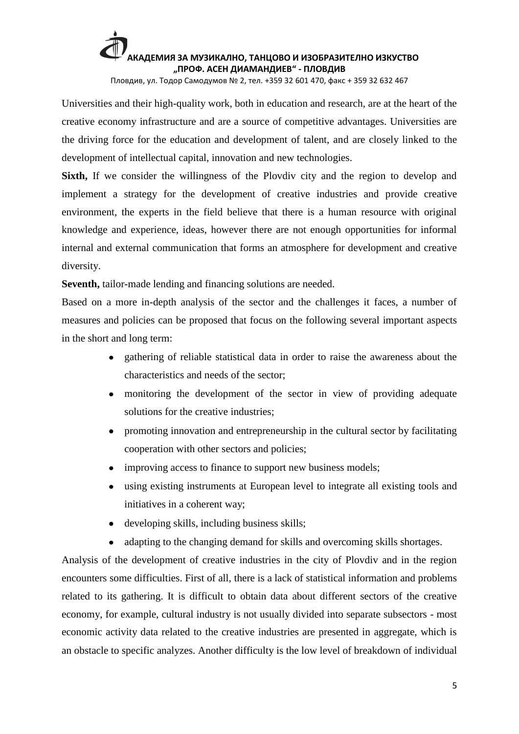Universities and their high-quality work, both in education and research, are at the heart of the creative economy infrastructure and are a source of competitive advantages. Universities are the driving force for the education and development of talent, and are closely linked to the development of intellectual capital, innovation and new technologies.

**Sixth,** If we consider the willingness of the Plovdiv city and the region to develop and implement a strategy for the development of creative industries and provide creative environment, the experts in the field believe that there is a human resource with original knowledge and experience, ideas, however there are not enough opportunities for informal internal and external communication that forms an atmosphere for development and creative diversity.

**Seventh,** tailor-made lending and financing solutions are needed.

Based on a more in-depth analysis of the sector and the challenges it faces, a number of measures and policies can be proposed that focus on the following several important aspects in the short and long term:

- gathering of reliable statistical data in order to raise the awareness about the characteristics and needs of the sector;
- monitoring the development of the sector in view of providing adequate solutions for the creative industries;
- promoting innovation and entrepreneurship in the cultural sector by facilitating cooperation with other sectors and policies;
- improving access to finance to support new business models;
- using existing instruments at European level to integrate all existing tools and initiatives in a coherent way;
- developing skills, including business skills;
- adapting to the changing demand for skills and overcoming skills shortages.

Analysis of the development of creative industries in the city of Plovdiv and in the region encounters some difficulties. First of all, there is a lack of statistical information and problems related to its gathering. It is difficult to obtain data about different sectors of the creative economy, for example, cultural industry is not usually divided into separate subsectors - most economic activity data related to the creative industries are presented in aggregate, which is an obstacle to specific analyzes. Another difficulty is the low level of breakdown of individual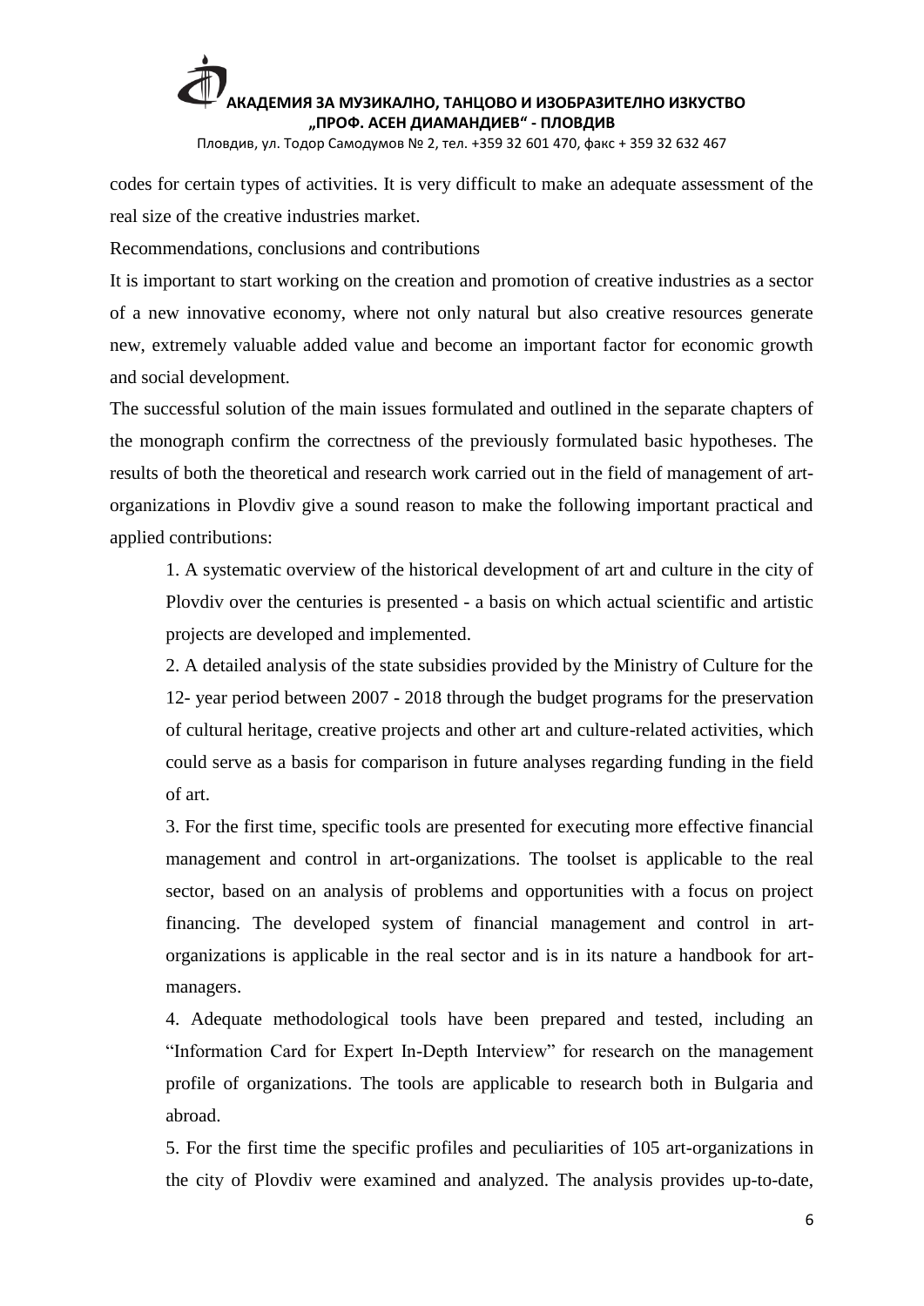codes for certain types of activities. It is very difficult to make an adequate assessment of the real size of the creative industries market.

Recommendations, conclusions and contributions

It is important to start working on the creation and promotion of creative industries as a sector of a new innovative economy, where not only natural but also creative resources generate new, extremely valuable added value and become an important factor for economic growth and social development.

The successful solution of the main issues formulated and outlined in the separate chapters of the monograph confirm the correctness of the previously formulated basic hypotheses. The results of both the theoretical and research work carried out in the field of management of art-organizations in Plovdiv give a sound reason to make the following important practical and applied contributions:

1. A systematic overview of the historical development of art and culture in the city of Plovdiv over the centuries is presented - a basis on which actual scientific and artistic projects are developed and implemented.
2. A detailed analysis of the state subsidies provided by the Ministry of Culture for the 12- year period between 2007 - 2018 through the budget programs for the preservation of cultural heritage, creative projects and other art and culture-related activities, which could serve as a basis for comparison in future analyses regarding funding in the field of art.
3. For the first time, specific tools are presented for executing more effective financial management and control in art-organizations. The toolset is applicable to the real sector, based on an analysis of problems and opportunities with a focus on project financing. The developed system of financial management and control in art-organizations is applicable in the real sector and is in its nature a handbook for art-managers.
4. Adequate methodological tools have been prepared and tested, including an "Information Card for Expert In-Depth Interview" for research on the management profile of organizations. The tools are applicable to research both in Bulgaria and abroad.
5. For the first time the specific profiles and peculiarities of 105 art-organizations in the city of Plovdiv were examined and analyzed. The analysis provides up-to-date,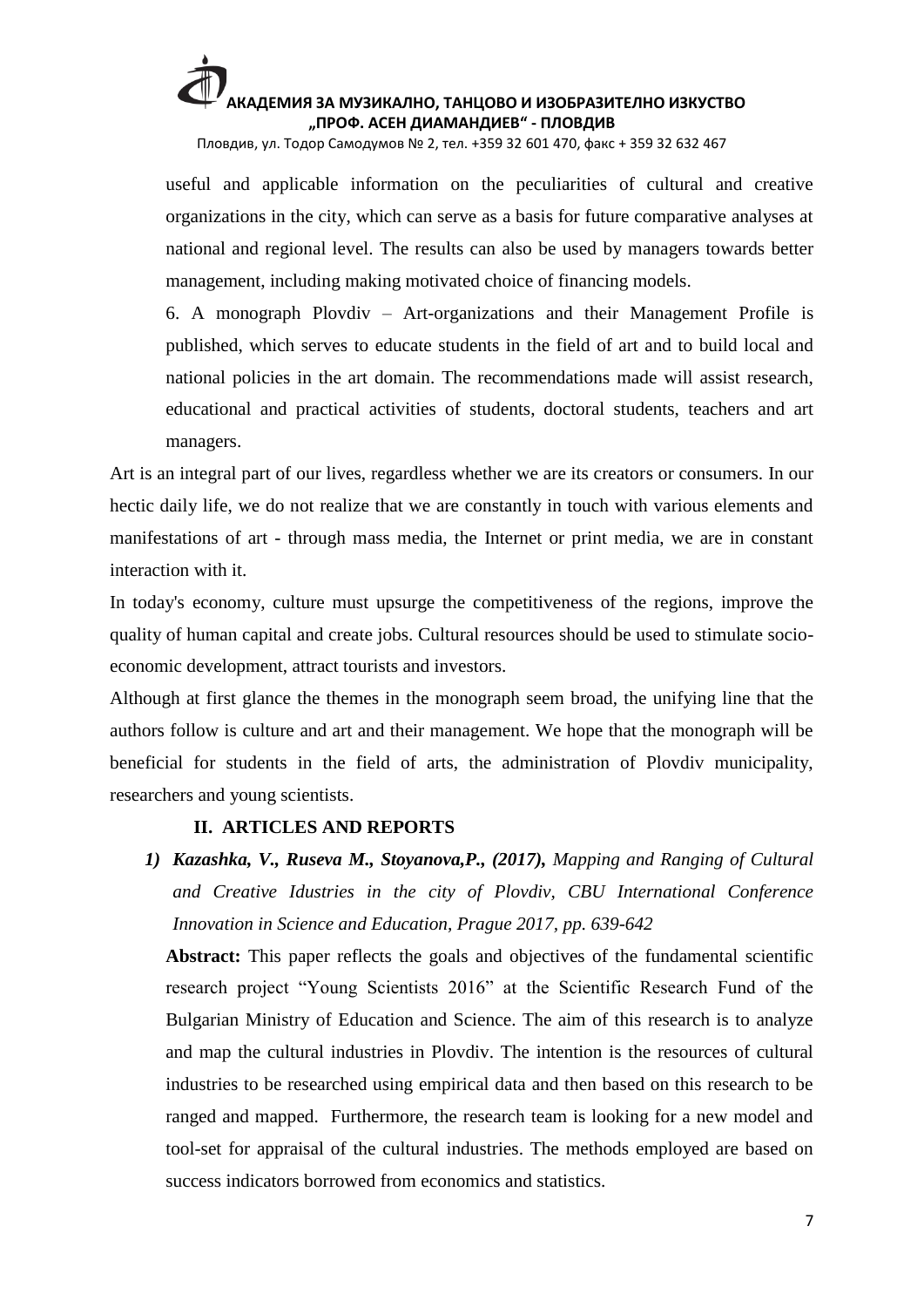useful and applicable information on the peculiarities of cultural and creative organizations in the city, which can serve as a basis for future comparative analyses at national and regional level. The results can also be used by managers towards better management, including making motivated choice of financing models.

6. A monograph Plovdiv – Art-organizations and their Management Profile is published, which serves to educate students in the field of art and to build local and national policies in the art domain. The recommendations made will assist research, educational and practical activities of students, doctoral students, teachers and art managers.

Art is an integral part of our lives, regardless whether we are its creators or consumers. In our hectic daily life, we do not realize that we are constantly in touch with various elements and manifestations of art - through mass media, the Internet or print media, we are in constant interaction with it.

In today's economy, culture must upsurge the competitiveness of the regions, improve the quality of human capital and create jobs. Cultural resources should be used to stimulate socio-economic development, attract tourists and investors.

Although at first glance the themes in the monograph seem broad, the unifying line that the authors follow is culture and art and their management. We hope that the monograph will be beneficial for students in the field of arts, the administration of Plovdiv municipality, researchers and young scientists.

## II. ARTICLES AND REPORTS

1) ***Kazashka, V., Ruseva M., Stoyanova,P., (2017),*** *Mapping and Ranging of Cultural and Creative Idustries in the city of Plovdiv, CBU International Conference Innovation in Science and Education, Prague 2017, pp. 639-642*

**Abstract:** This paper reflects the goals and objectives of the fundamental scientific research project "Young Scientists 2016" at the Scientific Research Fund of the Bulgarian Ministry of Education and Science. The aim of this research is to analyze and map the cultural industries in Plovdiv. The intention is the resources of cultural industries to be researched using empirical data and then based on this research to be ranged and mapped. Furthermore, the research team is looking for a new model and tool-set for appraisal of the cultural industries. The methods employed are based on success indicators borrowed from economics and statistics.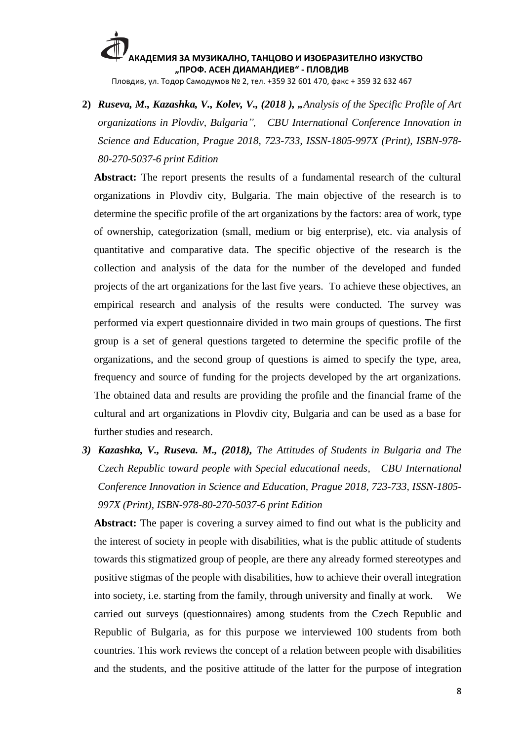2) ***Ruseva, M., Kazashka, V., Kolev, V., (2018 ), „****Analysis of the Specific Profile of Art organizations in Plovdiv, Bulgaria",   CBU International Conference Innovation in Science and Education, Prague 2018, 723-733, ISSN-1805-997X (Print), ISBN-978-80-270-5037-6 print Edition*

   **Abstract:** The report presents the results of a fundamental research of the cultural organizations in Plovdiv city, Bulgaria. The main objective of the research is to determine the specific profile of the art organizations by the factors: area of work, type of ownership, categorization (small, medium or big enterprise), etc. via analysis of quantitative and comparative data. The specific objective of the research is the collection and analysis of the data for the number of the developed and funded projects of the art organizations for the last five years. To achieve these objectives, an empirical research and analysis of the results were conducted. The survey was performed via expert questionnaire divided in two main groups of questions. The first group is a set of general questions targeted to determine the specific profile of the organizations, and the second group of questions is aimed to specify the type, area, frequency and source of funding for the projects developed by the art organizations. The obtained data and results are providing the profile and the financial frame of the cultural and art organizations in Plovdiv city, Bulgaria and can be used as a base for further studies and research.

3) ***Kazashka, V., Ruseva. M., (2018),*** *The Attitudes of Students in Bulgaria and The Czech Republic toward people with Special educational needs,   CBU International Conference Innovation in Science and Education, Prague 2018, 723-733, ISSN-1805-997X (Print), ISBN-978-80-270-5037-6 print Edition*

   **Abstract:** The paper is covering a survey aimed to find out what is the publicity and the interest of society in people with disabilities, what is the public attitude of students towards this stigmatized group of people, are there any already formed stereotypes and positive stigmas of the people with disabilities, how to achieve their overall integration into society, i.e. starting from the family, through university and finally at work. We carried out surveys (questionnaires) among students from the Czech Republic and Republic of Bulgaria, as for this purpose we interviewed 100 students from both countries. This work reviews the concept of a relation between people with disabilities and the students, and the positive attitude of the latter for the purpose of integration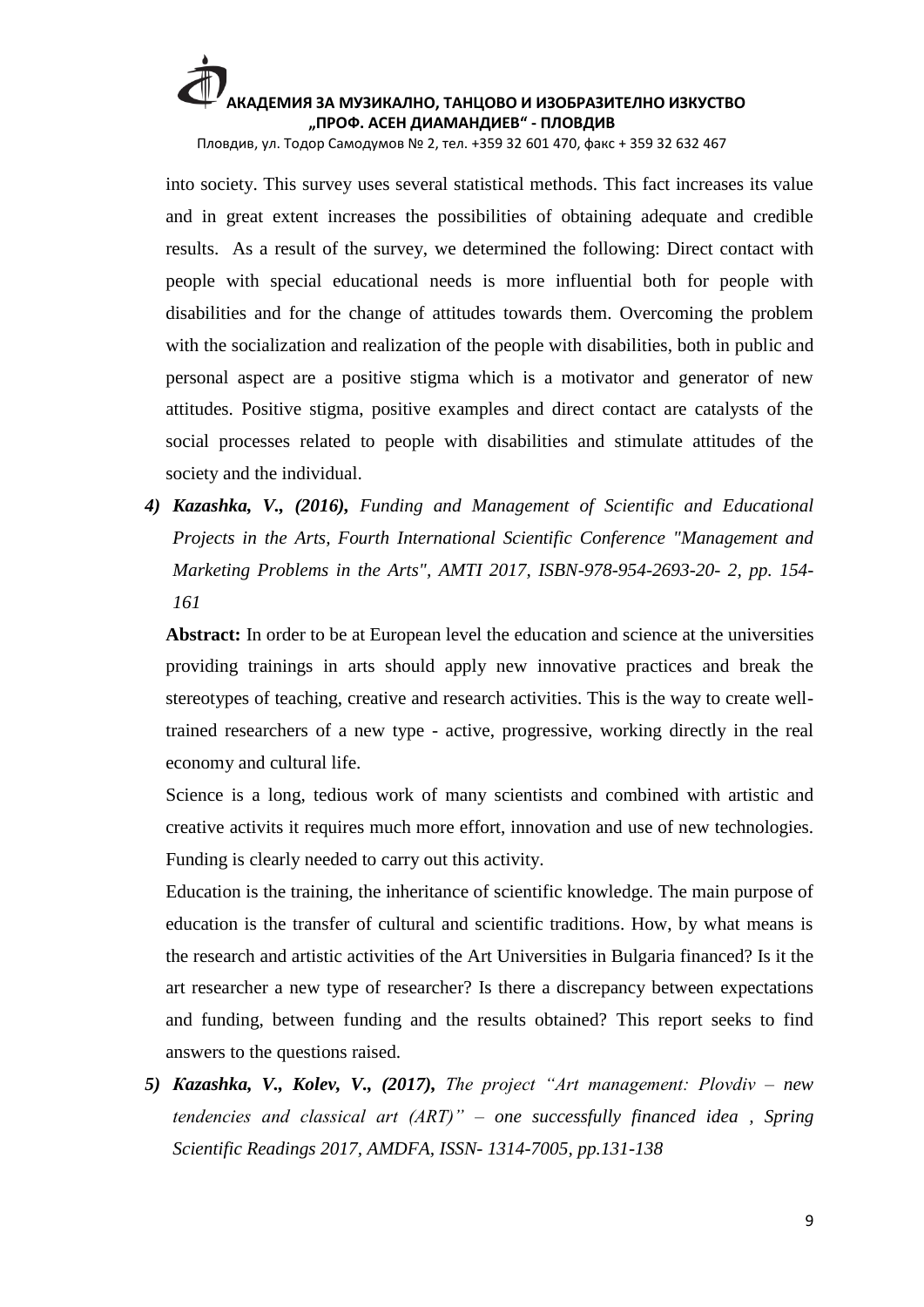into society. This survey uses several statistical methods. This fact increases its value and in great extent increases the possibilities of obtaining adequate and credible results. As a result of the survey, we determined the following: Direct contact with people with special educational needs is more influential both for people with disabilities and for the change of attitudes towards them. Overcoming the problem with the socialization and realization of the people with disabilities, both in public and personal aspect are a positive stigma which is a motivator and generator of new attitudes. Positive stigma, positive examples and direct contact are catalysts of the social processes related to people with disabilities and stimulate attitudes of the society and the individual.

4) ***Kazashka, V., (2016),*** *Funding and Management of Scientific and Educational Projects in the Arts, Fourth International Scientific Conference "Management and Marketing Problems in the Arts", AMTI 2017, ISBN-978-954-2693-20- 2, pp. 154-161*

   **Abstract:** In order to be at European level the education and science at the universities providing trainings in arts should apply new innovative practices and break the stereotypes of teaching, creative and research activities. This is the way to create well-trained researchers of a new type - active, progressive, working directly in the real economy and cultural life.

   Science is a long, tedious work of many scientists and combined with artistic and creative activits it requires much more effort, innovation and use of new technologies. Funding is clearly needed to carry out this activity.

   Education is the training, the inheritance of scientific knowledge. The main purpose of education is the transfer of cultural and scientific traditions. How, by what means is the research and artistic activities of the Art Universities in Bulgaria financed? Is it the art researcher a new type of researcher? Is there a discrepancy between expectations and funding, between funding and the results obtained? This report seeks to find answers to the questions raised.

5) ***Kazashka, V., Kolev, V., (2017),*** *The project "Art management: Plovdiv – new tendencies and classical art (ART)" – one successfully financed idea , Spring Scientific Readings 2017, AMDFA, ISSN- 1314-7005, pp.131-138*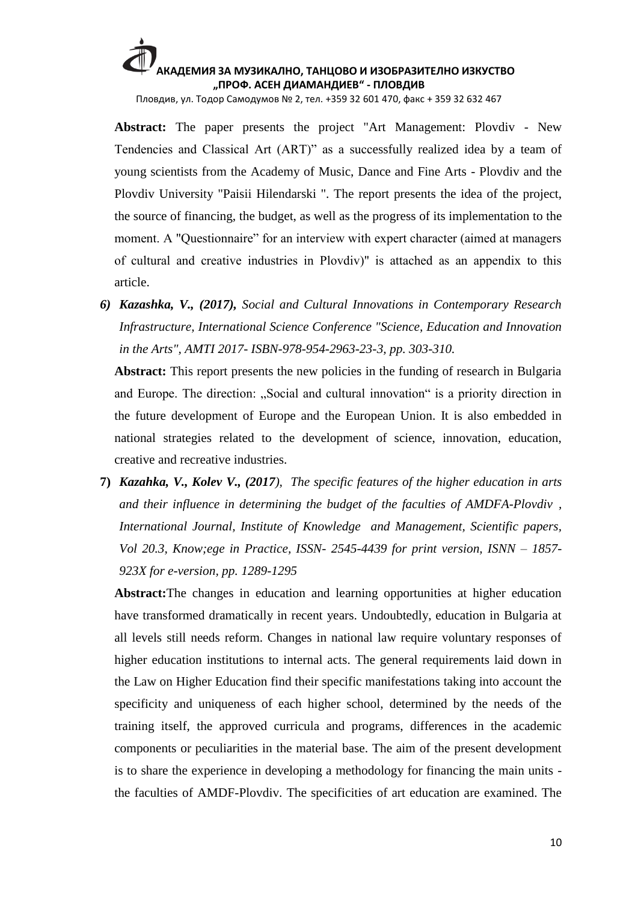**Abstract:** The paper presents the project "Art Management: Plovdiv - New Tendencies and Classical Art (ART)" as a successfully realized idea by a team of young scientists from the Academy of Music, Dance and Fine Arts - Plovdiv and the Plovdiv University "Paisii Hilendarski ". The report presents the idea of the project, the source of financing, the budget, as well as the progress of its implementation to the moment. A "Questionnaire" for an interview with expert character (aimed at managers of cultural and creative industries in Plovdiv)" is attached as an appendix to this article.

6) ***Kazashka, V., (2017),*** *Social and Cultural Innovations in Contemporary Research Infrastructure, International Science Conference "Science, Education and Innovation in the Arts", AMTI 2017- ISBN-978-954-2963-23-3, pp. 303-310.*

   **Abstract:** This report presents the new policies in the funding of research in Bulgaria and Europe. The direction: „Social and cultural innovation" is a priority direction in the future development of Europe and the European Union. It is also embedded in national strategies related to the development of science, innovation, education, creative and recreative industries.

7) ***Kazahka, V., Kolev V., (2017***), *The specific features of the higher education in arts and their influence in determining the budget of the faculties of AMDFA-Plovdiv , International Journal, Institute of Knowledge and Management, Scientific papers, Vol 20.3, Know;ege in Practice, ISSN- 2545-4439 for print version, ISNN – 1857-923X for e-version, pp. 1289-1295*

   **Abstract:**The changes in education and learning opportunities at higher education have transformed dramatically in recent years. Undoubtedly, education in Bulgaria at all levels still needs reform. Changes in national law require voluntary responses of higher education institutions to internal acts. The general requirements laid down in the Law on Higher Education find their specific manifestations taking into account the specificity and uniqueness of each higher school, determined by the needs of the training itself, the approved curricula and programs, differences in the academic components or peculiarities in the material base. The aim of the present development is to share the experience in developing a methodology for financing the main units - the faculties of AMDF-Plovdiv. The specificities of art education are examined. The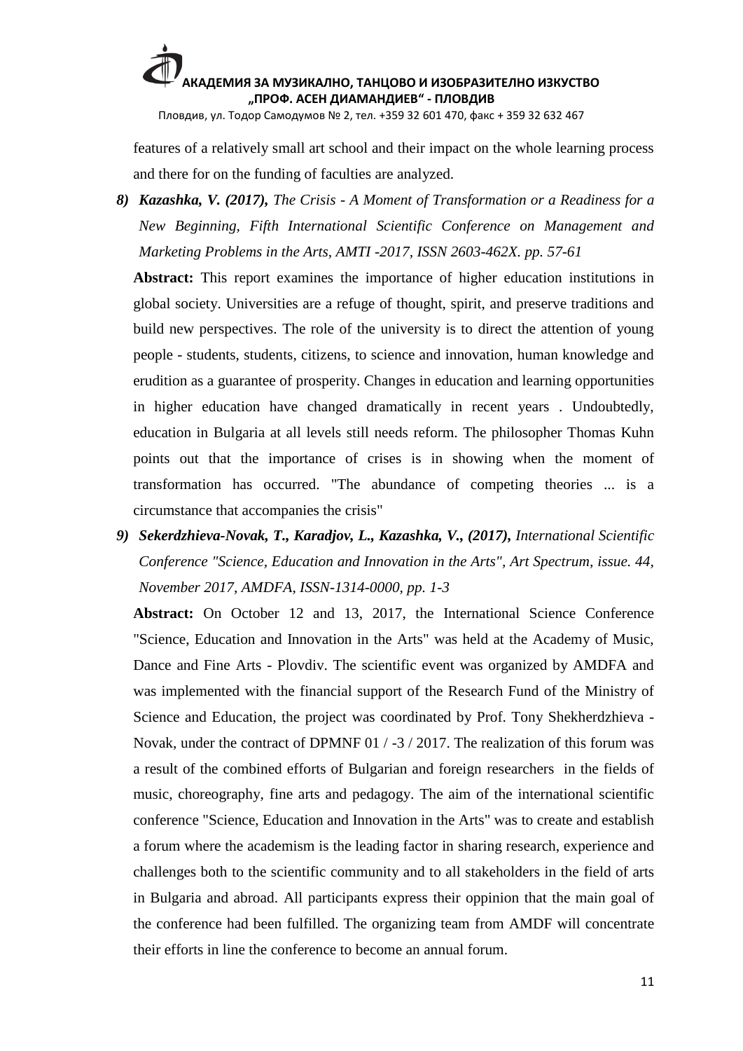features of a relatively small art school and their impact on the whole learning process and there for on the funding of faculties are analyzed.

8) ***Kazashka, V. (2017),*** *The Crisis - A Moment of Transformation or a Readiness for a New Beginning, Fifth International Scientific Conference on Management and Marketing Problems in the Arts, AMTI -2017, ISSN 2603-462X. pp. 57-61*

   **Abstract:** This report examines the importance of higher education institutions in global society. Universities are a refuge of thought, spirit, and preserve traditions and build new perspectives. The role of the university is to direct the attention of young people - students, students, citizens, to science and innovation, human knowledge and erudition as a guarantee of prosperity. Changes in education and learning opportunities in higher education have changed dramatically in recent years . Undoubtedly, education in Bulgaria at all levels still needs reform. The philosopher Thomas Kuhn points out that the importance of crises is in showing when the moment of transformation has occurred. "The abundance of competing theories ... is a circumstance that accompanies the crisis"

9) ***Sekerdzhieva-Novak, T., Karadjov, L., Kazashka, V., (2017),*** *International Scientific Conference "Science, Education and Innovation in the Arts", Art Spectrum, issue. 44, November 2017, AMDFA, ISSN-1314-0000, pp. 1-3*

   **Abstract:** On October 12 and 13, 2017, the International Science Conference "Science, Education and Innovation in the Arts" was held at the Academy of Music, Dance and Fine Arts - Plovdiv. The scientific event was organized by AMDFA and was implemented with the financial support of the Research Fund of the Ministry of Science and Education, the project was coordinated by Prof. Tony Shekherdzhieva - Novak, under the contract of DPMNF 01 / -3 / 2017. The realization of this forum was a result of the combined efforts of Bulgarian and foreign researchers in the fields of music, choreography, fine arts and pedagogy. The aim of the international scientific conference "Science, Education and Innovation in the Arts" was to create and establish a forum where the academism is the leading factor in sharing research, experience and challenges both to the scientific community and to all stakeholders in the field of arts in Bulgaria and abroad. All participants express their oppinion that the main goal of the conference had been fulfilled. The organizing team from AMDF will concentrate their efforts in line the conference to become an annual forum.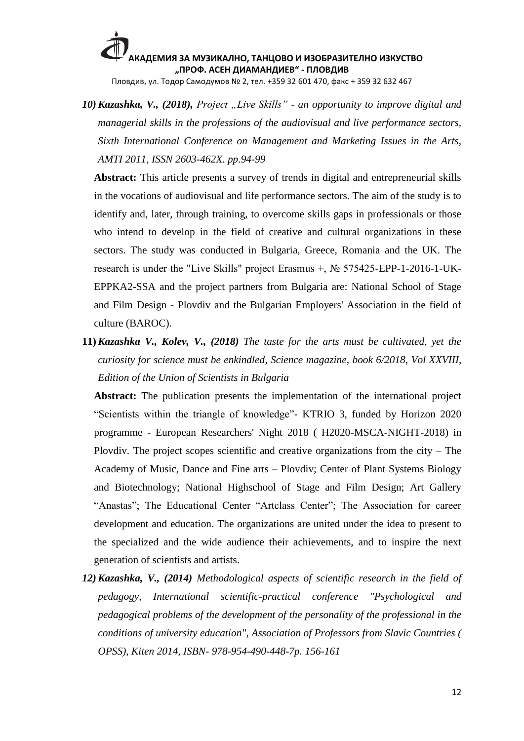10) ***Kazashka, V., (2018),*** *Project „Live Skills" - an opportunity to improve digital and managerial skills in the professions of the audiovisual and live performance sectors, Sixth International Conference on Management and Marketing Issues in the Arts, AMTI 2011, ISSN 2603-462X. pp.94-99*

**Abstract:** This article presents a survey of trends in digital and entrepreneurial skills in the vocations of audiovisual and life performance sectors. The aim of the study is to identify and, later, through training, to overcome skills gaps in professionals or those who intend to develop in the field of creative and cultural organizations in these sectors. The study was conducted in Bulgaria, Greece, Romania and the UK. The research is under the "Live Skills" project Erasmus +, № 575425-EPP-1-2016-1-UK-EPPKA2-SSA and the project partners from Bulgaria are: National School of Stage and Film Design - Plovdiv and the Bulgarian Employers' Association in the field of culture (BAROC).

11) ***Kazashka V., Kolev, V., (2018)*** *The taste for the arts must be cultivated, yet the curiosity for science must be enkindled, Science magazine, book 6/2018, Vol XXVIII, Edition of the Union of Scientists in Bulgaria*

**Abstract:** The publication presents the implementation of the international project "Scientists within the triangle of knowledge"- KTRIO 3, funded by Horizon 2020 programme - European Researchers' Night 2018 ( H2020-MSCA-NIGHT-2018) in Plovdiv. The project scopes scientific and creative organizations from the city – The Academy of Music, Dance and Fine arts – Plovdiv; Center of Plant Systems Biology and Biotechnology; National Highschool of Stage and Film Design; Art Gallery "Anastas"; The Educational Center "Artclass Center"; The Association for career development and education. The organizations are united under the idea to present to the specialized and the wide audience their achievements, and to inspire the next generation of scientists and artists.

12) ***Kazashka, V., (2014)*** *Methodological aspects of scientific research in the field of pedagogy, International scientific-practical conference "Psychological and pedagogical problems of the development of the personality of the professional in the conditions of university education", Association of Professors from Slavic Countries ( OPSS), Kiten 2014, ISBN- 978-954-490-448-7p. 156-161*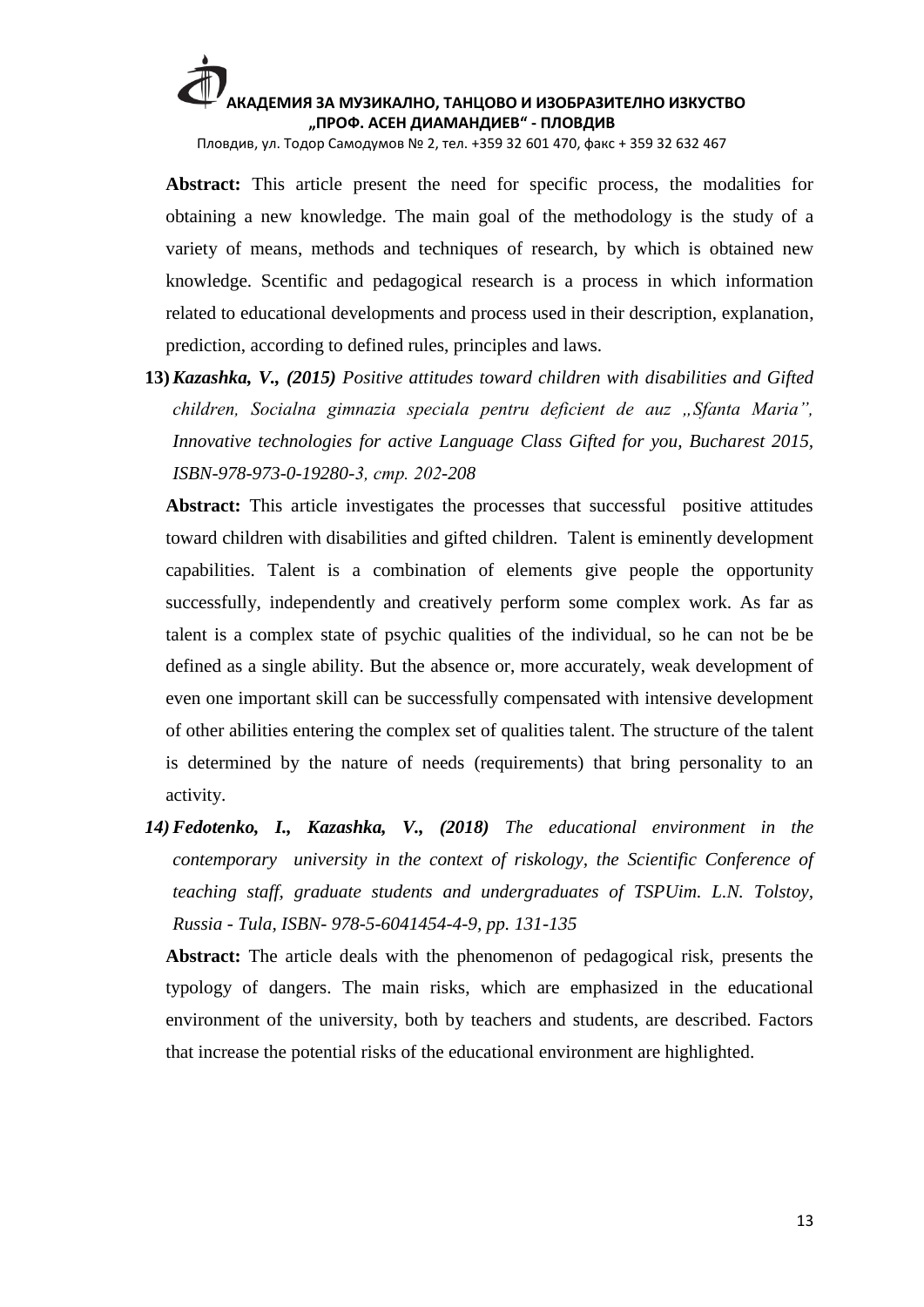**Abstract:** This article present the need for specific process, the modalities for obtaining a new knowledge. The main goal of the methodology is the study of a variety of means, methods and techniques of research, by which is obtained new knowledge. Scientific and pedagogical research is a process in which information related to educational developments and process used in their description, explanation, prediction, according to defined rules, principles and laws.

13) ***Kazashka, V., (2015)*** *Positive attitudes toward children with disabilities and Gifted children, Socialna gimnazia speciala pentru deficient de auz „Sfanta Maria", Innovative technologies for active Language Class Gifted for you, Bucharest 2015, ISBN-978-973-0-19280-3, стр. 202-208*

**Abstract:** This article investigates the processes that successful positive attitudes toward children with disabilities and gifted children. Talent is eminently development capabilities. Talent is a combination of elements give people the opportunity successfully, independently and creatively perform some complex work. As far as talent is a complex state of psychic qualities of the individual, so he can not be be defined as a single ability. But the absence or, more accurately, weak development of even one important skill can be successfully compensated with intensive development of other abilities entering the complex set of qualities talent. The structure of the talent is determined by the nature of needs (requirements) that bring personality to an activity.

14) ***Fedotenko, I., Kazashka, V., (2018)*** *The educational environment in the contemporary university in the context of riskology, the Scientific Conference of teaching staff, graduate students and undergraduates of TSPUim. L.N. Tolstoy, Russia - Tula, ISBN- 978-5-6041454-4-9, pp. 131-135*

**Abstract:** The article deals with the phenomenon of pedagogical risk, presents the typology of dangers. The main risks, which are emphasized in the educational environment of the university, both by teachers and students, are described. Factors that increase the potential risks of the educational environment are highlighted.